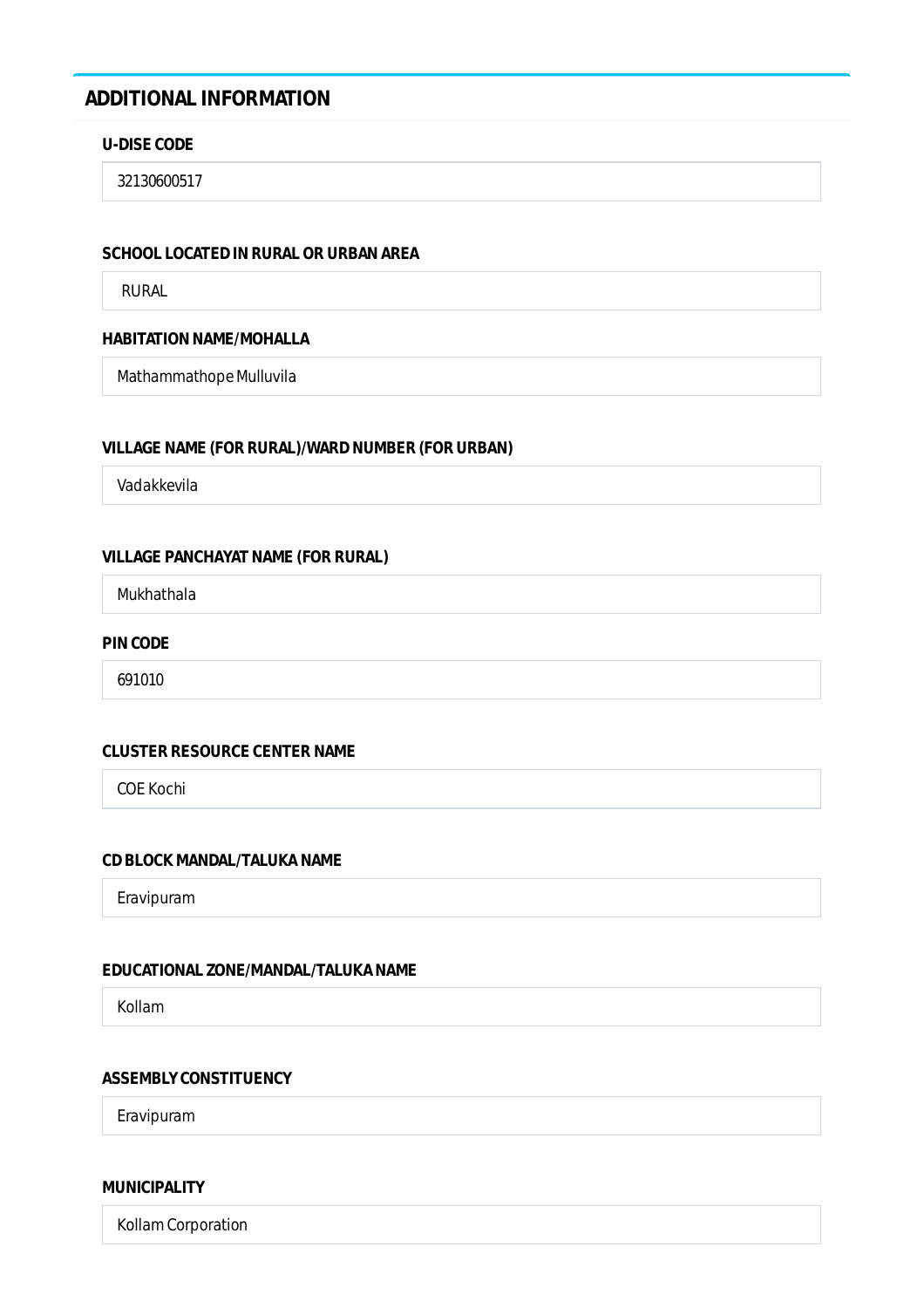## ADDITIONAL INFORMATION

**U-DISE CODE**

32130600517

**SCHOOL LOCATED IN RURAL OR URBAN AREA**

RURAL

**HABITATION NAME/MOHALLA**

Mathammathope Mulluvila

**VILLAGE NAME (FOR RURAL)/WARD NUMBER (FOR URBAN)**

Vadakkevila

**VILLAGE PANCHAYAT NAME (FOR RURAL)**

Mukhathala

**PIN CODE**

691010

**CLUSTER RESOURCE CENTER NAME**

COE Kochi

**CD BLOCK MANDAL/TALUKA NAME**

Eravipuram

**EDUCATIONAL ZONE/MANDAL/TALUKA NAME**

Kollam

**ASSEMBLY CONSTITUENCY**

Eravipuram

**MUNICIPALITY**

Kollam Corporation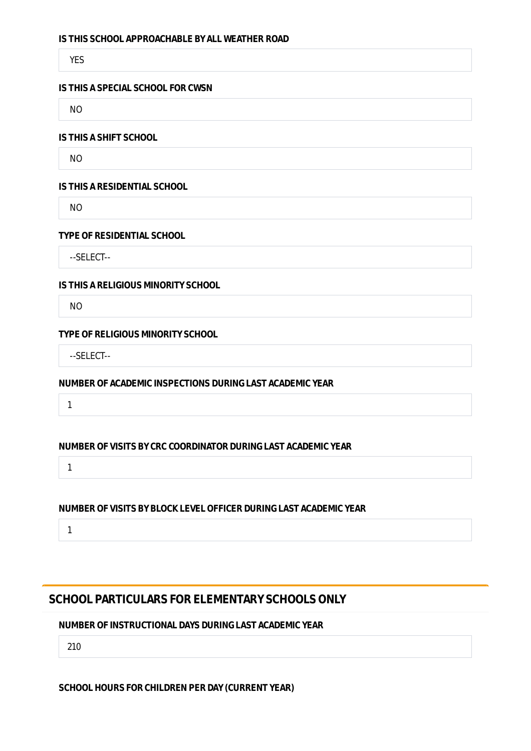**IS THIS SCHOOL APPROACHABLE BY ALL WEATHER ROAD**

YES

**IS THIS A SPECIAL SCHOOL FOR CWSN**

NO

**IS THIS A SHIFT SCHOOL**

NO

**IS THIS A RESIDENTIAL SCHOOL**

NO

**TYPE OF RESIDENTIAL SCHOOL**

--SELECT--

**IS THIS A RELIGIOUS MINORITY SCHOOL**

NO

**TYPE OF RELIGIOUS MINORITY SCHOOL**

--SELECT--

**NUMBER OF ACADEMIC INSPECTIONS DURING LAST ACADEMIC YEAR**

1

**NUMBER OF VISITS BY CRC COORDINATOR DURING LAST ACADEMIC YEAR**

1

**NUMBER OF VISITS BY BLOCK LEVEL OFFICER DURING LAST ACADEMIC YEAR**

1

## SCHOOL PARTICULARS FOR ELEMENTARY SCHOOLS ONLY

**NUMBER OF INSTRUCTIONAL DAYS DURING LAST ACADEMIC YEAR**

210

**SCHOOL HOURS FOR CHILDREN PER DAY (CURRENT YEAR)**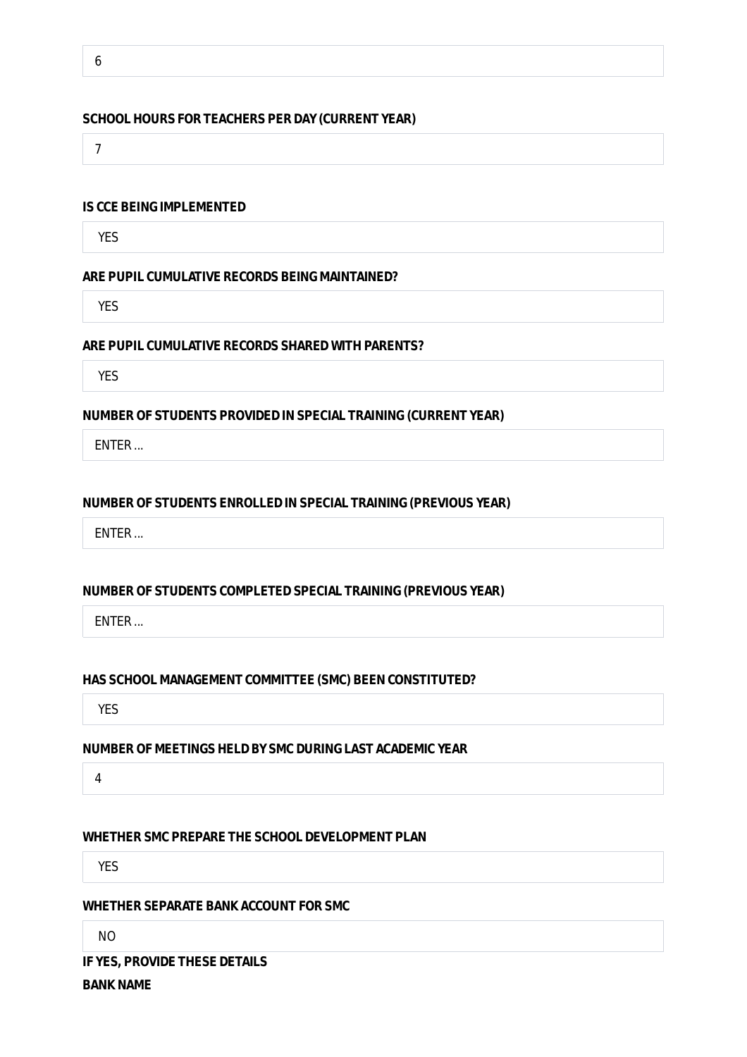6

**SCHOOL HOURS FOR TEACHERS PER DAY (CURRENT YEAR)**

7

**IS CCE BEING IMPLEMENTED**

YES

**ARE PUPIL CUMULATIVE RECORDS BEING MAINTAINED?**

YES

**ARE PUPIL CUMULATIVE RECORDS SHARED WITH PARENTS?**

YES

**NUMBER OF STUDENTS PROVIDED IN SPECIAL TRAINING (CURRENT YEAR)**

ENTER ...

**NUMBER OF STUDENTS ENROLLED IN SPECIAL TRAINING (PREVIOUS YEAR)**

ENTER ...

**NUMBER OF STUDENTS COMPLETED SPECIAL TRAINING (PREVIOUS YEAR)**

ENTER ...

**HAS SCHOOL MANAGEMENT COMMITTEE (SMC) BEEN CONSTITUTED?**

YES

**NUMBER OF MEETINGS HELD BY SMC DURING LAST ACADEMIC YEAR**

4

**WHETHER SMC PREPARE THE SCHOOL DEVELOPMENT PLAN**

YES

**WHETHER SEPARATE BANK ACCOUNT FOR SMC**

NO

**IF YES, PROVIDE THESE DETAILS**

**BANK NAME**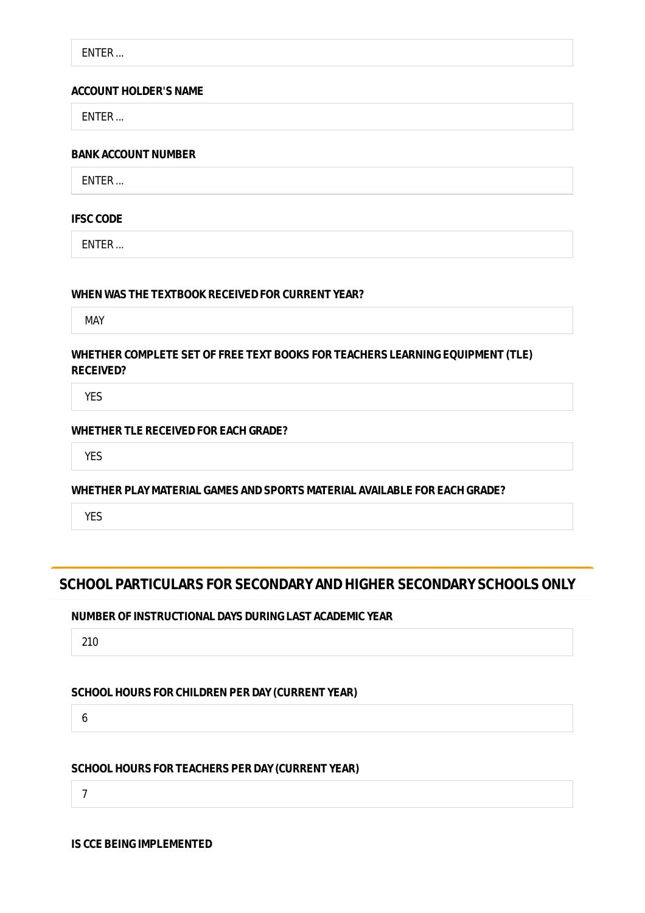ENTER ...

**ACCOUNT HOLDER'S NAME**

ENTER ...

**BANK ACCOUNT NUMBER**

ENTER ...

**IFSC CODE**

ENTER ...

**WHEN WAS THE TEXTBOOK RECEIVED FOR CURRENT YEAR?**

MAY

**WHETHER COMPLETE SET OF FREE TEXT BOOKS FOR TEACHERS LEARNING EQUIPMENT (TLE) RECEIVED?**

YES

**WHETHER TLE RECEIVED FOR EACH GRADE?**

YES

**WHETHER PLAY MATERIAL GAMES AND SPORTS MATERIAL AVAILABLE FOR EACH GRADE?**

YES

## SCHOOL PARTICULARS FOR SECONDARY AND HIGHER SECONDARY SCHOOLS ONLY

**NUMBER OF INSTRUCTIONAL DAYS DURING LAST ACADEMIC YEAR**

210

**SCHOOL HOURS FOR CHILDREN PER DAY (CURRENT YEAR)**

6

**SCHOOL HOURS FOR TEACHERS PER DAY (CURRENT YEAR)**

7

**IS CCE BEING IMPLEMENTED**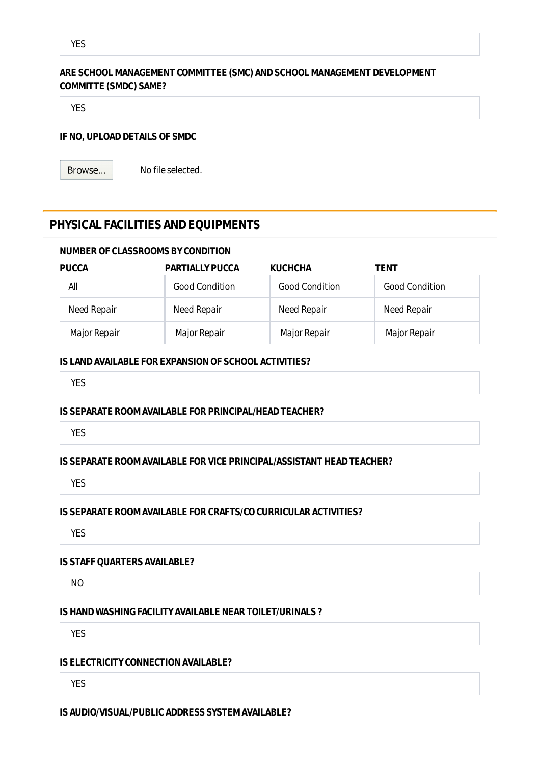YES

**ARE SCHOOL MANAGEMENT COMMITTEE (SMC) AND SCHOOL MANAGEMENT DEVELOPMENT COMMITTE (SMDC) SAME?**

YES

**IF NO, UPLOAD DETAILS OF SMDC**

Browse... No file selected.

## PHYSICAL FACILITIES AND EQUIPMENTS

**NUMBER OF CLASSROOMS BY CONDITION**

| PUCCA | PARTIALLY PUCCA | KUCHCHA | TENT |
|---|---|---|---|
| All | Good Condition | Good Condition | Good Condition |
| Need Repair | Need Repair | Need Repair | Need Repair |
| Major Repair | Major Repair | Major Repair | Major Repair |

**IS LAND AVAILABLE FOR EXPANSION OF SCHOOL ACTIVITIES?**

YES

**IS SEPARATE ROOM AVAILABLE FOR PRINCIPAL/HEAD TEACHER?**

YES

**IS SEPARATE ROOM AVAILABLE FOR VICE PRINCIPAL/ASSISTANT HEAD TEACHER?**

YES

**IS SEPARATE ROOM AVAILABLE FOR CRAFTS/CO CURRICULAR ACTIVITIES?**

YES

**IS STAFF QUARTERS AVAILABLE?**

NO

**IS HAND WASHING FACILITY AVAILABLE NEAR TOILET/URINALS ?**

YES

**IS ELECTRICITY CONNECTION AVAILABLE?**

YES

**IS AUDIO/VISUAL/PUBLIC ADDRESS SYSTEM AVAILABLE?**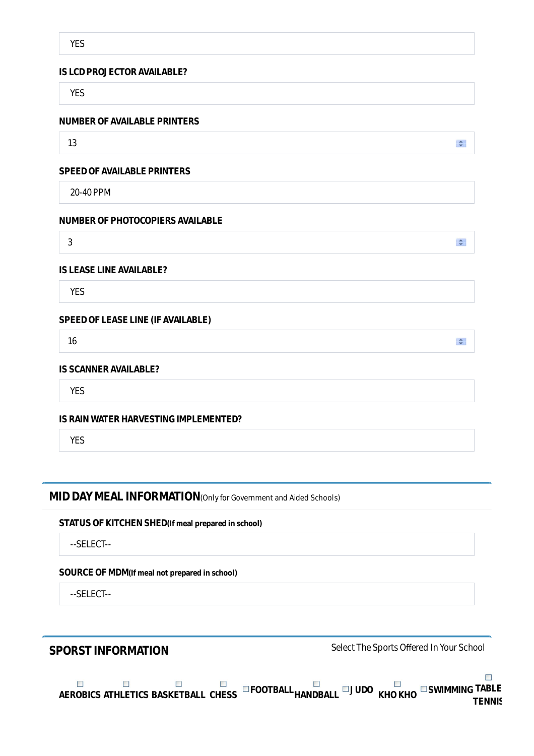YES

**IS LCD PROJECTOR AVAILABLE?**

YES

**NUMBER OF AVAILABLE PRINTERS**

13

**SPEED OF AVAILABLE PRINTERS**

20-40 PPM

**NUMBER OF PHOTOCOPIERS AVAILABLE**

3

**IS LEASE LINE AVAILABLE?**

YES

**SPEED OF LEASE LINE (IF AVAILABLE)**

16

**IS SCANNER AVAILABLE?**

YES

**IS RAIN WATER HARVESTING IMPLEMENTED?**

YES

## MID DAY MEAL INFORMATION (Only for Government and Aided Schools)

**STATUS OF KITCHEN SHED (If meal prepared in school)**

--SELECT--

**SOURCE OF MDM (If meal not prepared in school)**

--SELECT--

## SPORST INFORMATION

Select The Sports Offered In Your School

☐ AEROBICS ☐ ATHLETICS ☐ BASKETBALL ☐ CHESS ☐ FOOTBALL ☐ HANDBALL ☐ JUDO ☐ KHO KHO ☐ SWIMMING ☐ TABLE TENNIS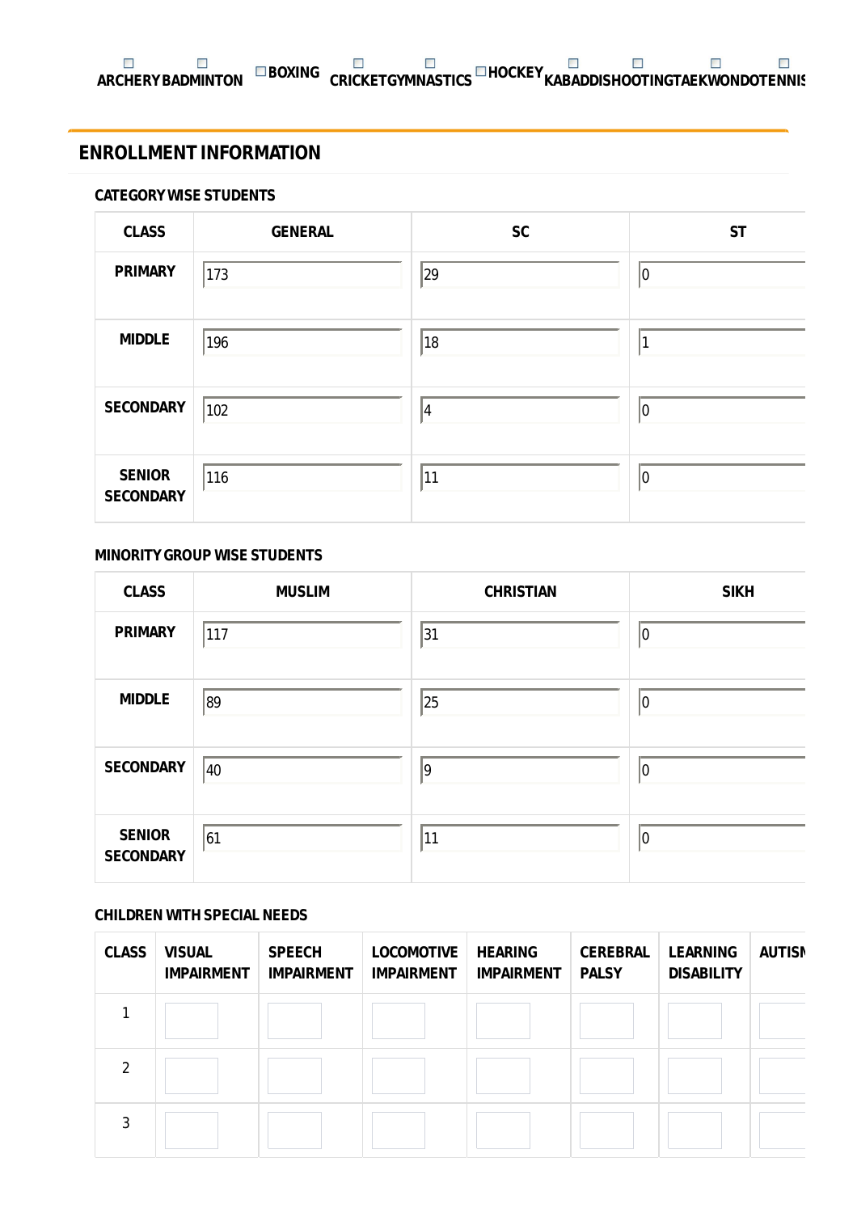☐ ARCHERY ☐ BADMINTON ☐ BOXING ☐ CRICKET ☐ GYMNASTICS ☐ HOCKEY ☐ KABADDI ☐ SHOOTING ☐ TAEKWONDO ☐ TENNIS

## ENROLLMENT INFORMATION

### CATEGORY WISE STUDENTS

| CLASS | GENERAL | SC | ST |
|---|---|---|---|
| PRIMARY | 173 | 29 | 0 |
| MIDDLE | 196 | 18 | 1 |
| SECONDARY | 102 | 4 | 0 |
| SENIOR SECONDARY | 116 | 11 | 0 |

### MINORITY GROUP WISE STUDENTS

| CLASS | MUSLIM | CHRISTIAN | SIKH |
|---|---|---|---|
| PRIMARY | 117 | 31 | 0 |
| MIDDLE | 89 | 25 | 0 |
| SECONDARY | 40 | 9 | 0 |
| SENIOR SECONDARY | 61 | 11 | 0 |

### CHILDREN WITH SPECIAL NEEDS

| CLASS | VISUAL IMPAIRMENT | SPEECH IMPAIRMENT | LOCOMOTIVE IMPAIRMENT | HEARING IMPAIRMENT | CEREBRAL PALSY | LEARNING DISABILITY | AUTISM |
|---|---|---|---|---|---|---|---|
| 1 | | | | | | | |
| 2 | | | | | | | |
| 3 | | | | | | | |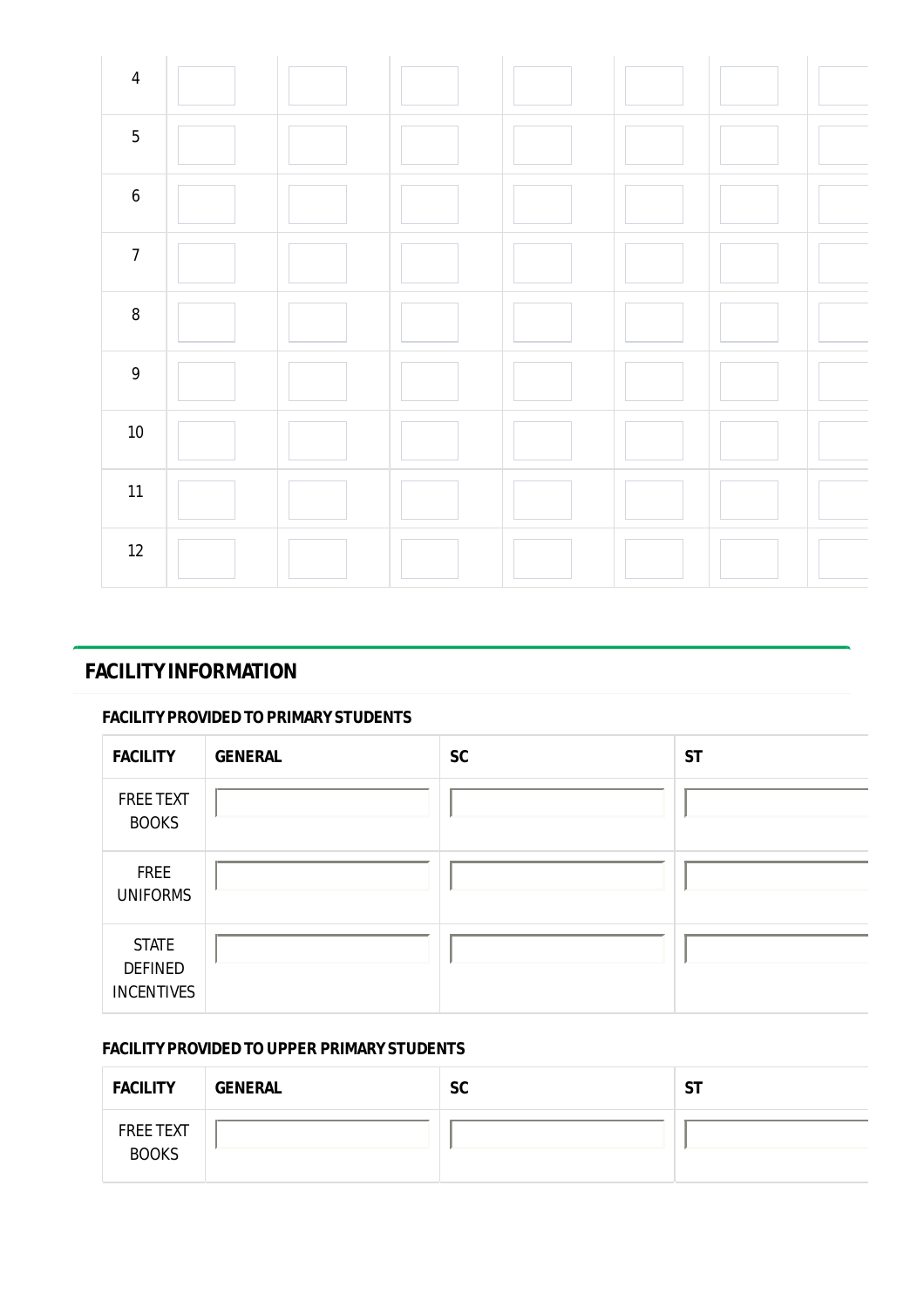| | | | | | | | |
|---|---|---|---|---|---|---|---|
| 4 | | | | | | | |
| 5 | | | | | | | |
| 6 | | | | | | | |
| 7 | | | | | | | |
| 8 | | | | | | | |
| 9 | | | | | | | |
| 10 | | | | | | | |
| 11 | | | | | | | |
| 12 | | | | | | | |

## FACILITY INFORMATION

### FACILITY PROVIDED TO PRIMARY STUDENTS

| FACILITY | GENERAL | SC | ST |
|---|---|---|---|
| FREE TEXT BOOKS | | | |
| FREE UNIFORMS | | | |
| STATE DEFINED INCENTIVES | | | |

### FACILITY PROVIDED TO UPPER PRIMARY STUDENTS

| FACILITY | GENERAL | SC | ST |
|---|---|---|---|
| FREE TEXT BOOKS | | | |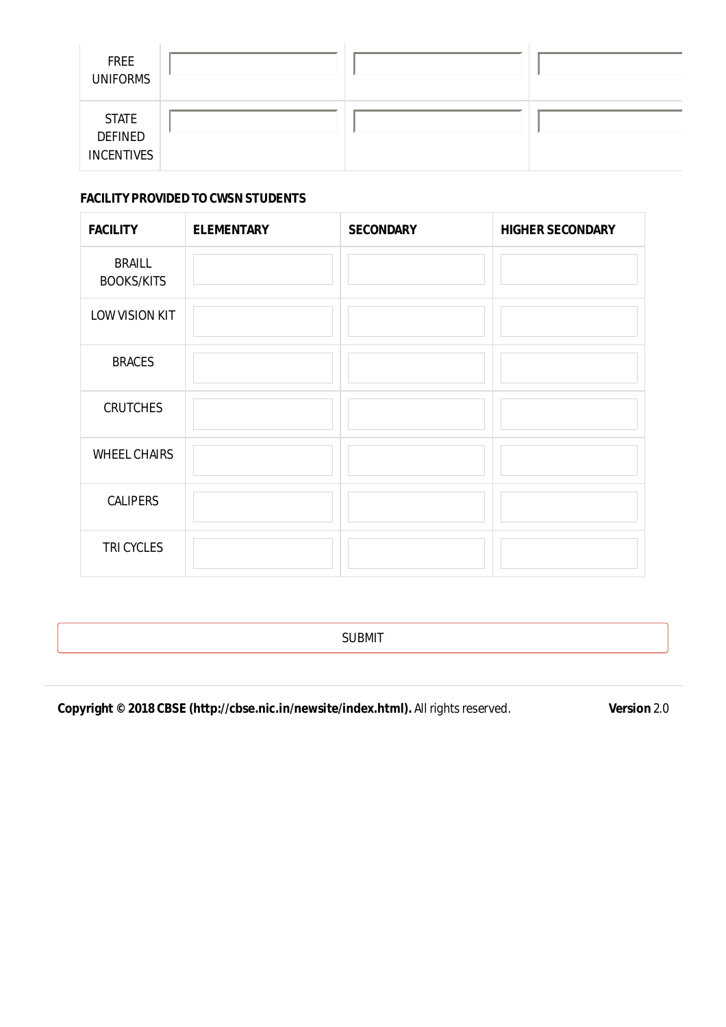| | | | |
|---|---|---|---|
| FREE UNIFORMS | | | |
| STATE DEFINED INCENTIVES | | | |

**FACILITY PROVIDED TO CWSN STUDENTS**

| FACILITY | ELEMENTARY | SECONDARY | HIGHER SECONDARY |
|---|---|---|---|
| BRAILL BOOKS/KITS | | | |
| LOW VISION KIT | | | |
| BRACES | | | |
| CRUTCHES | | | |
| WHEEL CHAIRS | | | |
| CALIPERS | | | |
| TRI CYCLES | | | |

SUBMIT

**Copyright © 2018 CBSE (http://cbse.nic.in/newsite/index.html).** All rights reserved. **Version** 2.0